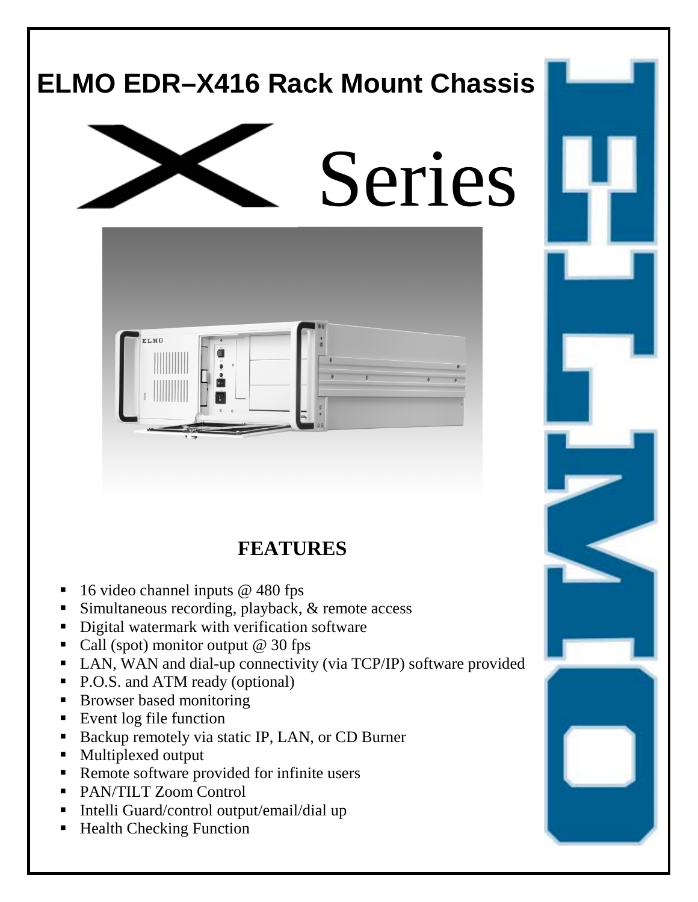# ELMO EDR–X416 Rack Mount Chassis

X Series

## FEATURES

- 16 video channel inputs @ 480 fps
- Simultaneous recording, playback, & remote access
- Digital watermark with verification software
- Call (spot) monitor output @ 30 fps
- LAN, WAN and dial-up connectivity (via TCP/IP) software provided
- P.O.S. and ATM ready (optional)
- Browser based monitoring
- Event log file function
- Backup remotely via static IP, LAN, or CD Burner
- Multiplexed output
- Remote software provided for infinite users
- PAN/TILT Zoom Control
- Intelli Guard/control output/email/dial up
- Health Checking Function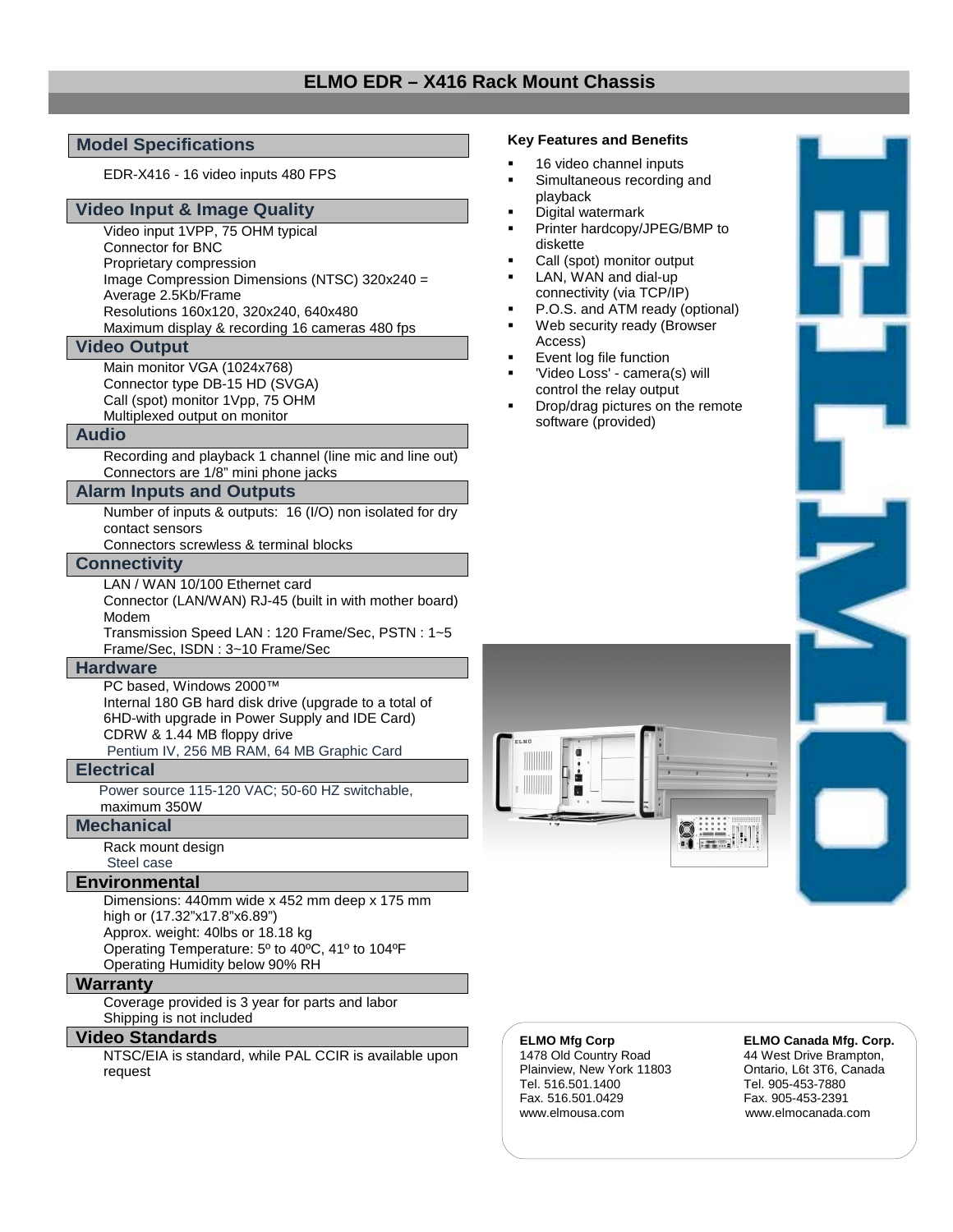# ELMO EDR – X416 Rack Mount Chassis

## Model Specifications

EDR-X416 - 16 video inputs 480 FPS

## Video Input & Image Quality

Video input 1VPP, 75 OHM typical
Connector for BNC
Proprietary compression
Image Compression Dimensions (NTSC) 320x240 = Average 2.5Kb/Frame
Resolutions 160x120, 320x240, 640x480
Maximum display & recording 16 cameras 480 fps

## Video Output

Main monitor VGA (1024x768)
Connector type DB-15 HD (SVGA)
Call (spot) monitor 1Vpp, 75 OHM
Multiplexed output on monitor

## Audio

Recording and playback 1 channel (line mic and line out)
Connectors are 1/8" mini phone jacks

## Alarm Inputs and Outputs

Number of inputs & outputs: 16 (I/O) non isolated for dry contact sensors
Connectors screwless & terminal blocks

## Connectivity

LAN / WAN 10/100 Ethernet card
Connector (LAN/WAN) RJ-45 (built in with mother board)
Modem
Transmission Speed LAN : 120 Frame/Sec, PSTN : 1~5 Frame/Sec, ISDN : 3~10 Frame/Sec

## Hardware

PC based, Windows 2000™
Internal 180 GB hard disk drive (upgrade to a total of 6HD-with upgrade in Power Supply and IDE Card)
CDRW & 1.44 MB floppy drive
Pentium IV, 256 MB RAM, 64 MB Graphic Card

## Electrical

Power source 115-120 VAC; 50-60 HZ switchable, maximum 350W

## Mechanical

Rack mount design
Steel case

## Environmental

Dimensions: 440mm wide x 452 mm deep x 175 mm high or (17.32"x17.8"x6.89")
Approx. weight: 40lbs or 18.18 kg
Operating Temperature: 5º to 40ºC, 41º to 104ºF
Operating Humidity below 90% RH

## Warranty

Coverage provided is 3 year for parts and labor
Shipping is not included

## Video Standards

NTSC/EIA is standard, while PAL CCIR is available upon request

## Key Features and Benefits

- 16 video channel inputs
- Simultaneous recording and playback
- Digital watermark
- Printer hardcopy/JPEG/BMP to diskette
- Call (spot) monitor output
- LAN, WAN and dial-up connectivity (via TCP/IP)
- P.O.S. and ATM ready (optional)
- Web security ready (Browser Access)
- Event log file function
- 'Video Loss' - camera(s) will control the relay output
- Drop/drag pictures on the remote software (provided)

ELMO

**ELMO Mfg Corp**
1478 Old Country Road
Plainview, New York 11803
Tel. 516.501.1400
Fax. 516.501.0429
www.elmousa.com

**ELMO Canada Mfg. Corp.**
44 West Drive Brampton,
Ontario, L6t 3T6, Canada
Tel. 905-453-7880
Fax. 905-453-2391
www.elmocanada.com